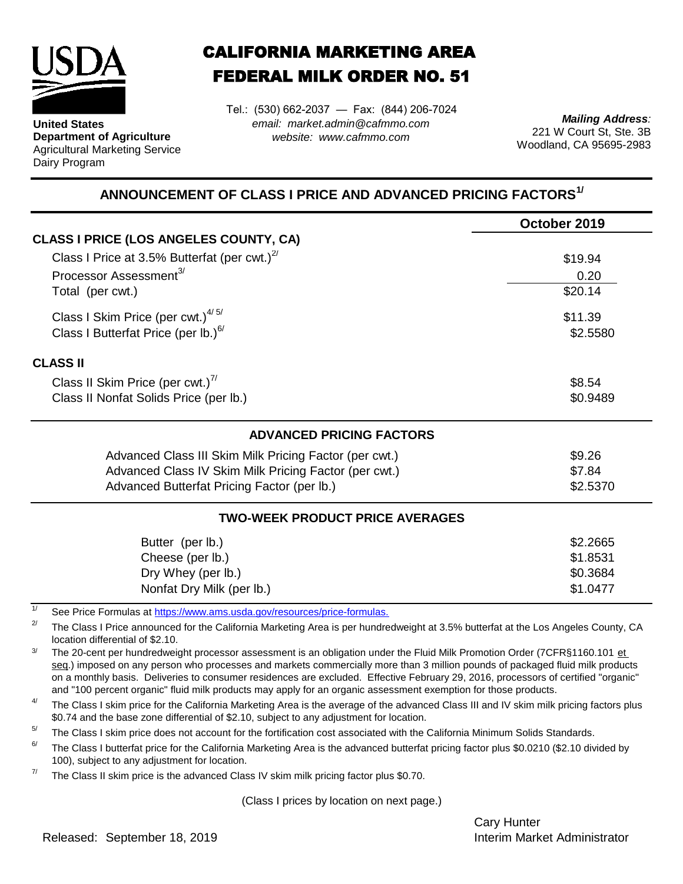**United States Department of Agriculture**
Agricultural Marketing Service
Dairy Program

# CALIFORNIA MARKETING AREA
# FEDERAL MILK ORDER NO. 51

Tel.: (530) 662-2037 — Fax: (844) 206-7024
*email: market.admin@cafmmo.com*
*website: www.cafmmo.com*

***Mailing Address:***
221 W Court St, Ste. 3B
Woodland, CA 95695-2983

## ANNOUNCEMENT OF CLASS I PRICE AND ADVANCED PRICING FACTORS[1/]

| | October 2019 |
|---|---|
| **CLASS I PRICE (LOS ANGELES COUNTY, CA)** | |
| Class I Price at 3.5% Butterfat (per cwt.)[2/] | $19.94 |
| Processor Assessment[3/] | 0.20 |
| Total (per cwt.) | $20.14 |
| Class I Skim Price (per cwt.)[4/ 5/] | $11.39 |
| Class I Butterfat Price (per lb.)[6/] | $2.5580 |
| **CLASS II** | |
| Class II Skim Price (per cwt.)[7/] | $8.54 |
| Class II Nonfat Solids Price (per lb.) | $0.9489 |

### ADVANCED PRICING FACTORS

| | |
|---|---|
| Advanced Class III Skim Milk Pricing Factor (per cwt.) | $9.26 |
| Advanced Class IV Skim Milk Pricing Factor (per cwt.) | $7.84 |
| Advanced Butterfat Pricing Factor (per lb.) | $2.5370 |

### TWO-WEEK PRODUCT PRICE AVERAGES

| | |
|---|---|
| Butter (per lb.) | $2.2665 |
| Cheese (per lb.) | $1.8531 |
| Dry Whey (per lb.) | $0.3684 |
| Nonfat Dry Milk (per lb.) | $1.0477 |

[1/] See Price Formulas at https://www.ams.usda.gov/resources/price-formulas.

[2/] The Class I Price announced for the California Marketing Area is per hundredweight at 3.5% butterfat at the Los Angeles County, CA location differential of $2.10.

[3/] The 20-cent per hundredweight processor assessment is an obligation under the Fluid Milk Promotion Order (7CFR§1160.101 et seq.) imposed on any person who processes and markets commercially more than 3 million pounds of packaged fluid milk products on a monthly basis. Deliveries to consumer residences are excluded. Effective February 29, 2016, processors of certified "organic" and "100 percent organic" fluid milk products may apply for an organic assessment exemption for those products.

[4/] The Class I skim price for the California Marketing Area is the average of the advanced Class III and IV skim milk pricing factors plus $0.74 and the base zone differential of $2.10, subject to any adjustment for location.

[5/] The Class I skim price does not account for the fortification cost associated with the California Minimum Solids Standards.

[6/] The Class I butterfat price for the California Marketing Area is the advanced butterfat pricing factor plus $0.0210 ($2.10 divided by 100), subject to any adjustment for location.

[7/] The Class II skim price is the advanced Class IV skim milk pricing factor plus $0.70.

(Class I prices by location on next page.)

Released: September 18, 2019

Cary Hunter
Interim Market Administrator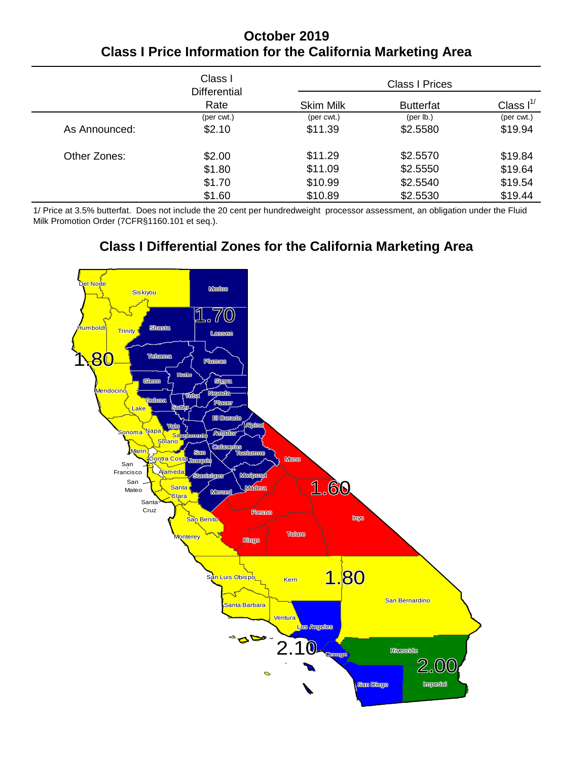## October 2019
## Class I Price Information for the California Marketing Area

| | Class I Differential Rate | Class I Prices | | |
|---|---|---|---|---|
| | | Skim Milk | Butterfat | Class I[1/] |
| | (per cwt.) | (per cwt.) | (per lb.) | (per cwt.) |
| As Announced: | $2.10 | $11.39 | $2.5580 | $19.94 |
| Other Zones: | $2.00 | $11.29 | $2.5570 | $19.84 |
| | $1.80 | $11.09 | $2.5550 | $19.64 |
| | $1.70 | $10.99 | $2.5540 | $19.54 |
| | $1.60 | $10.89 | $2.5530 | $19.44 |

1/ Price at 3.5% butterfat. Does not include the 20 cent per hundredweight processor assessment, an obligation under the Fluid Milk Promotion Order (7CFR§1160.101 et seq.).

## Class I Differential Zones for the California Marketing Area

1.70
1.80
1.60
1.80
2.10
2.00

Del Norte, Siskiyou, Modoc, Humboldt, Trinity, Shasta, Lassen, Tehama, Plumas, Butte, Glenn, Sierra, Mendocino, Colusa, Yuba, Nevada, Placer, Lake, Sutter, El Dorado, Alpine, Yolo, Sonoma, Napa, Sacramento, Amador, Solano, Calaveras, Marin, San Joaquin, Tuolumne, Mono, Contra Costa, San Francisco, Alameda, Stanislaus, Mariposa, San Mateo, Santa Clara, Merced, Madera, Santa Cruz, Fresno, San Benito, Inyo, Monterey, Kings, Tulare, San Luis Obispo, Kern, San Bernardino, Santa Barbara, Ventura, Los Angeles, Orange, Riverside, San Diego, Imperial